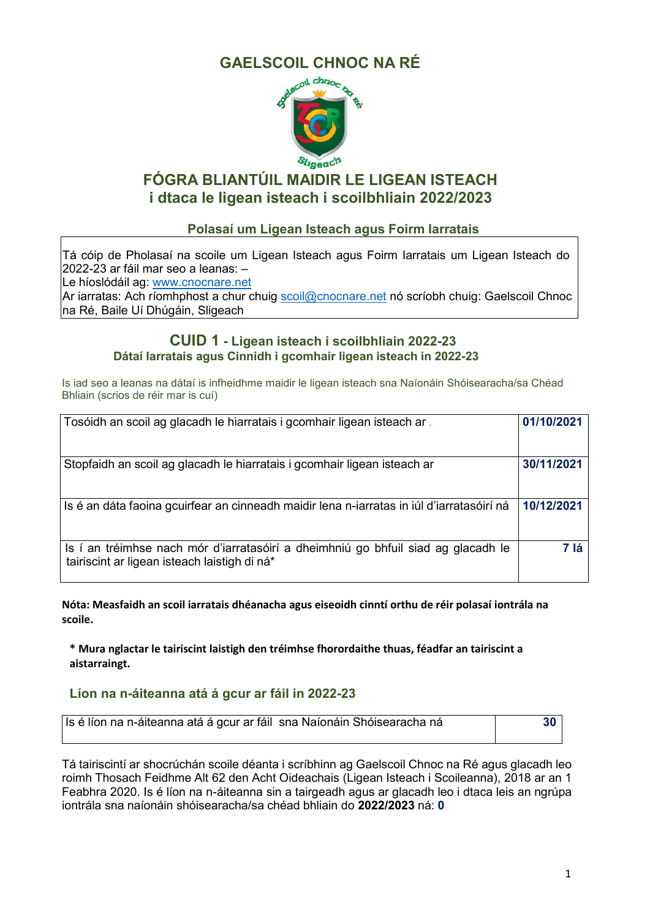# GAELSCOIL CHNOC NA RÉ

## FÓGRA BLIANTÚIL MAIDIR LE LIGEAN ISTEACH
## i dtaca le ligean isteach i scoilbhliain 2022/2023

### Polasaí um Ligean Isteach agus Foirm Iarratais

| |
|---|
| Tá cóip de Pholasaí na scoile um Ligean Isteach agus Foirm Iarratais um Ligean Isteach do 2022-23 ar fáil mar seo a leanas: –<br>Le híoslódáil ag: [www.cnocnare.net](www.cnocnare.net)<br>Ar iarratas: Ach ríomhphost a chur chuig [scoil@cnocnare.net](mailto:scoil@cnocnare.net) nó scríobh chuig: Gaelscoil Chnoc na Ré, Baile Uí Dhúgáin, Sligeach |

### CUID 1 - Ligean isteach i scoilbhliain 2022-23
### Dátaí Iarratais agus Cinnidh i gcomhair ligean isteach in 2022-23

Is iad seo a leanas na dátaí is infheidhme maidir le ligean isteach sna Naíonáin Shóisearacha/sa Chéad Bhliain (scrios de réir mar is cuí)

| | |
|---|---|
| Tosóidh an scoil ag glacadh le hiarratais i gcomhair ligean isteach ar . | **01/10/2021** |
| Stopfaidh an scoil ag glacadh le hiarratais i gcomhair ligean isteach ar | **30/11/2021** |
| Is é an dáta faoina gcuirfear an cinneadh maidir lena n-iarratas in iúl d'iarratasóirí ná | **10/12/2021** |
| Is í an tréimhse nach mór d'iarratasóirí a dheimhniú go bhfuil siad ag glacadh le tairiscint ar ligean isteach laistigh di ná* | **7 lá** |

**Nóta: Measfaidh an scoil iarratais dhéanacha agus eiseoidh cinntí orthu de réir polasaí iontrála na scoile.**

**\* Mura nglactar le tairiscint laistigh den tréimhse fhorordaithe thuas, féadfar an tairiscint a aistarraingt.**

### Líon na n-áiteanna atá á gcur ar fáil in 2022-23

| | |
|---|---|
| Is é líon na n-áiteanna atá á gcur ar fáil sna Naíonáin Shóisearacha ná | **30** |

Tá tairiscintí ar shocrúchán scoile déanta i scríbhinn ag Gaelscoil Chnoc na Ré agus glacadh leo roimh Thosach Feidhme Alt 62 den Acht Oideachais (Ligean Isteach i Scoileanna), 2018 ar an 1 Feabhra 2020. Is é líon na n-áiteanna sin a tairgeadh agus ar glacadh leo i dtaca leis an ngrúpa iontrála sna naíonáin shóisearacha/sa chéad bhliain do **2022/2023** ná: **0**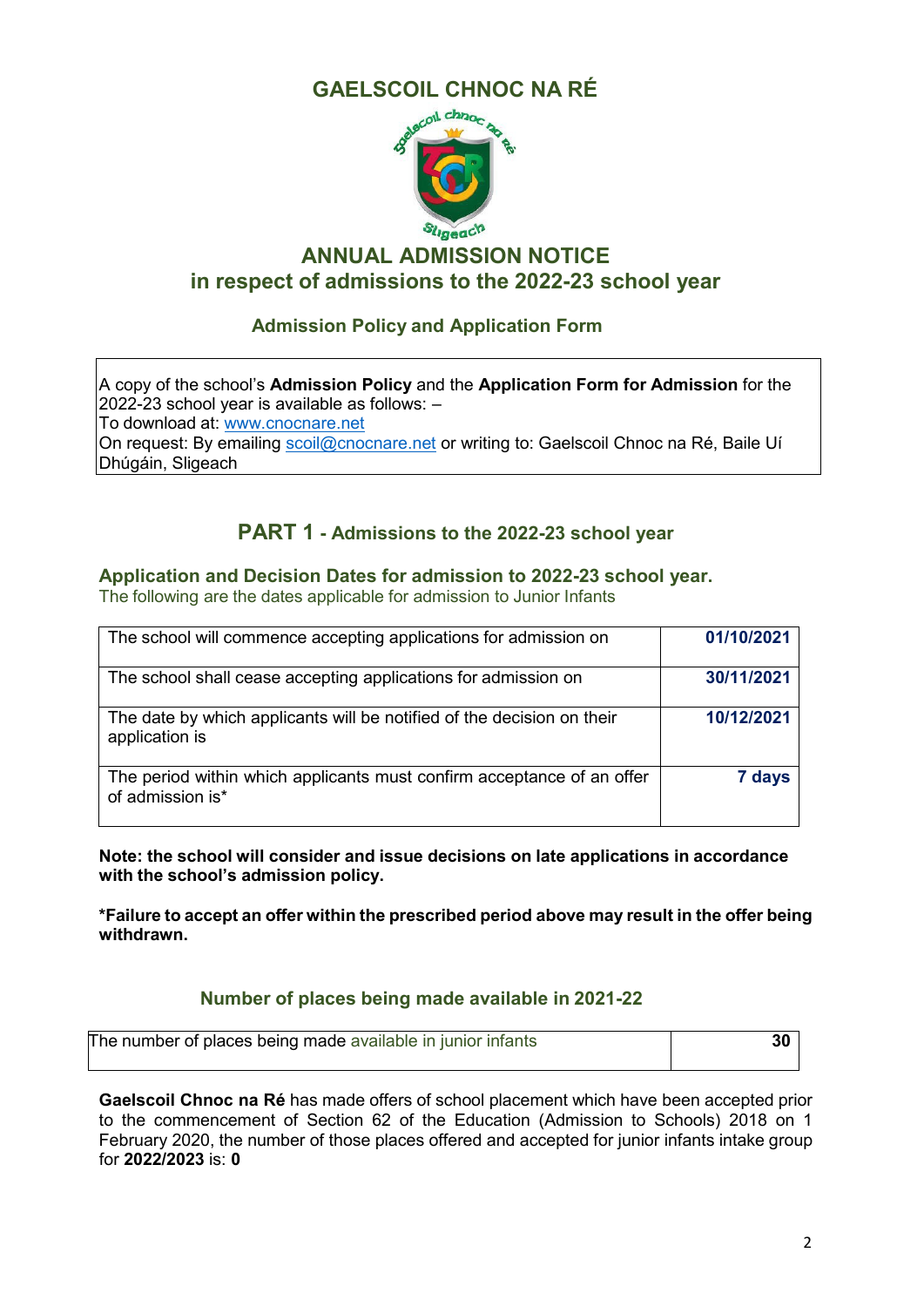# GAELSCOIL CHNOC NA RÉ

## ANNUAL ADMISSION NOTICE
## in respect of admissions to the 2022-23 school year

### Admission Policy and Application Form

A copy of the school's **Admission Policy** and the **Application Form for Admission** for the 2022-23 school year is available as follows: –
To download at: www.cnocnare.net
On request: By emailing scoil@cnocnare.net or writing to: Gaelscoil Chnoc na Ré, Baile Uí Dhúgáin, Sligeach

## PART 1 - Admissions to the 2022-23 school year

### Application and Decision Dates for admission to 2022-23 school year.

The following are the dates applicable for admission to Junior Infants

| | |
|---|---|
| The school will commence accepting applications for admission on | **01/10/2021** |
| The school shall cease accepting applications for admission on | **30/11/2021** |
| The date by which applicants will be notified of the decision on their application is | **10/12/2021** |
| The period within which applicants must confirm acceptance of an offer of admission is* | **7 days** |

**Note: the school will consider and issue decisions on late applications in accordance with the school's admission policy.**

**\*Failure to accept an offer within the prescribed period above may result in the offer being withdrawn.**

### Number of places being made available in 2021-22

| | |
|---|---|
| The number of places being made available in junior infants | **30** |

**Gaelscoil Chnoc na Ré** has made offers of school placement which have been accepted prior to the commencement of Section 62 of the Education (Admission to Schools) 2018 on 1 February 2020, the number of those places offered and accepted for junior infants intake group for **2022/2023** is: **0**